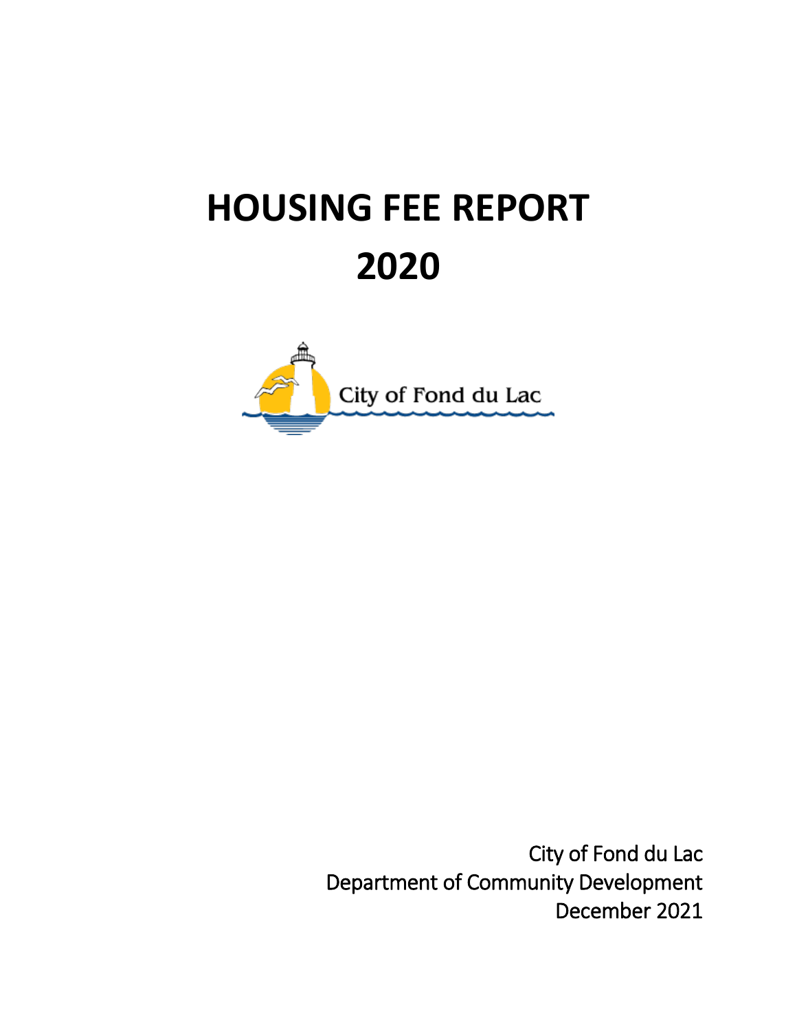# HOUSING FEE REPORT

# 2020

City of Fond du Lac

City of Fond du Lac
Department of Community Development
December 2021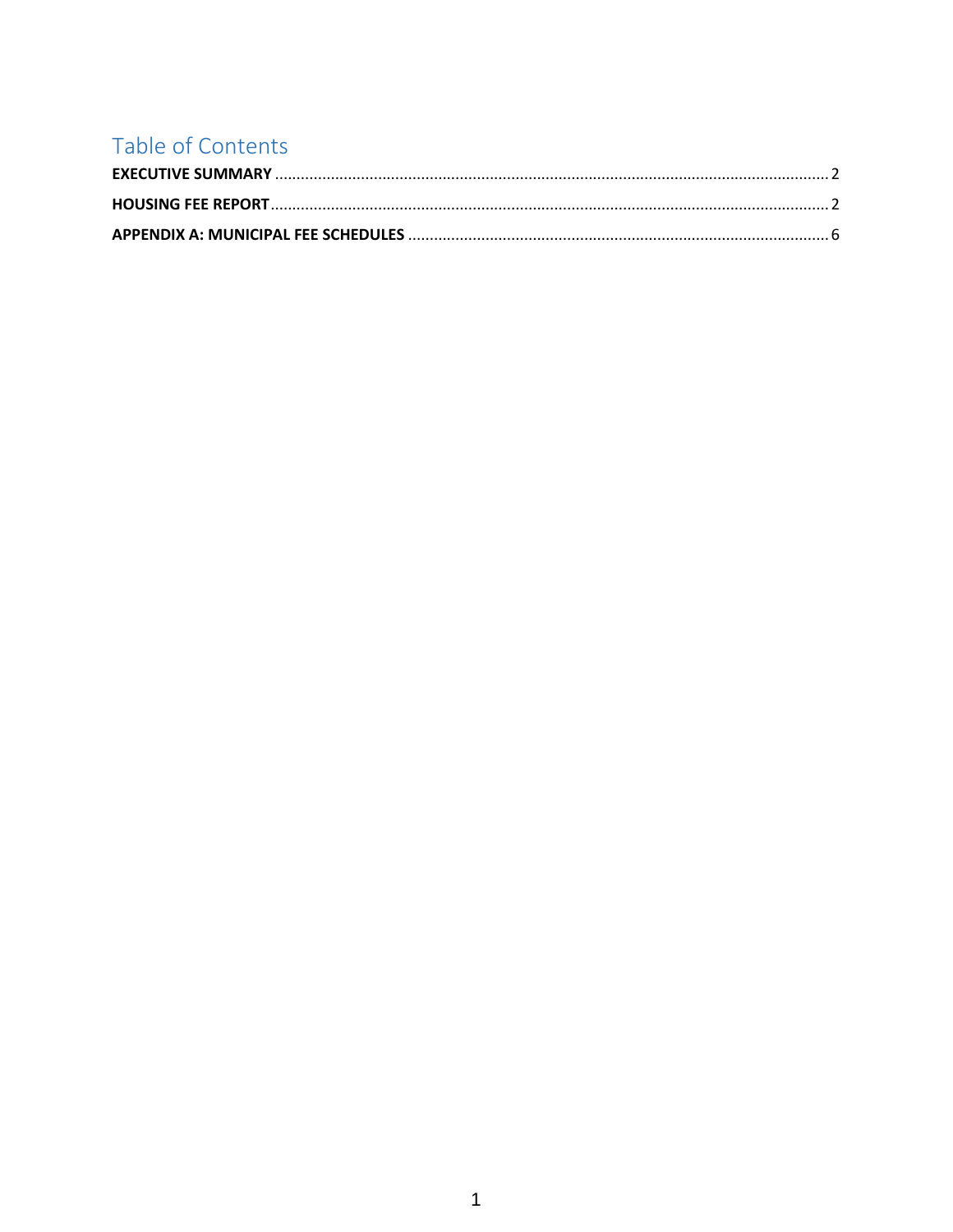# Table of Contents

**EXECUTIVE SUMMARY** .................................................................................................................... 2

**HOUSING FEE REPORT** ................................................................................................................... 2

**APPENDIX A: MUNICIPAL FEE SCHEDULES** ........................................................................................ 6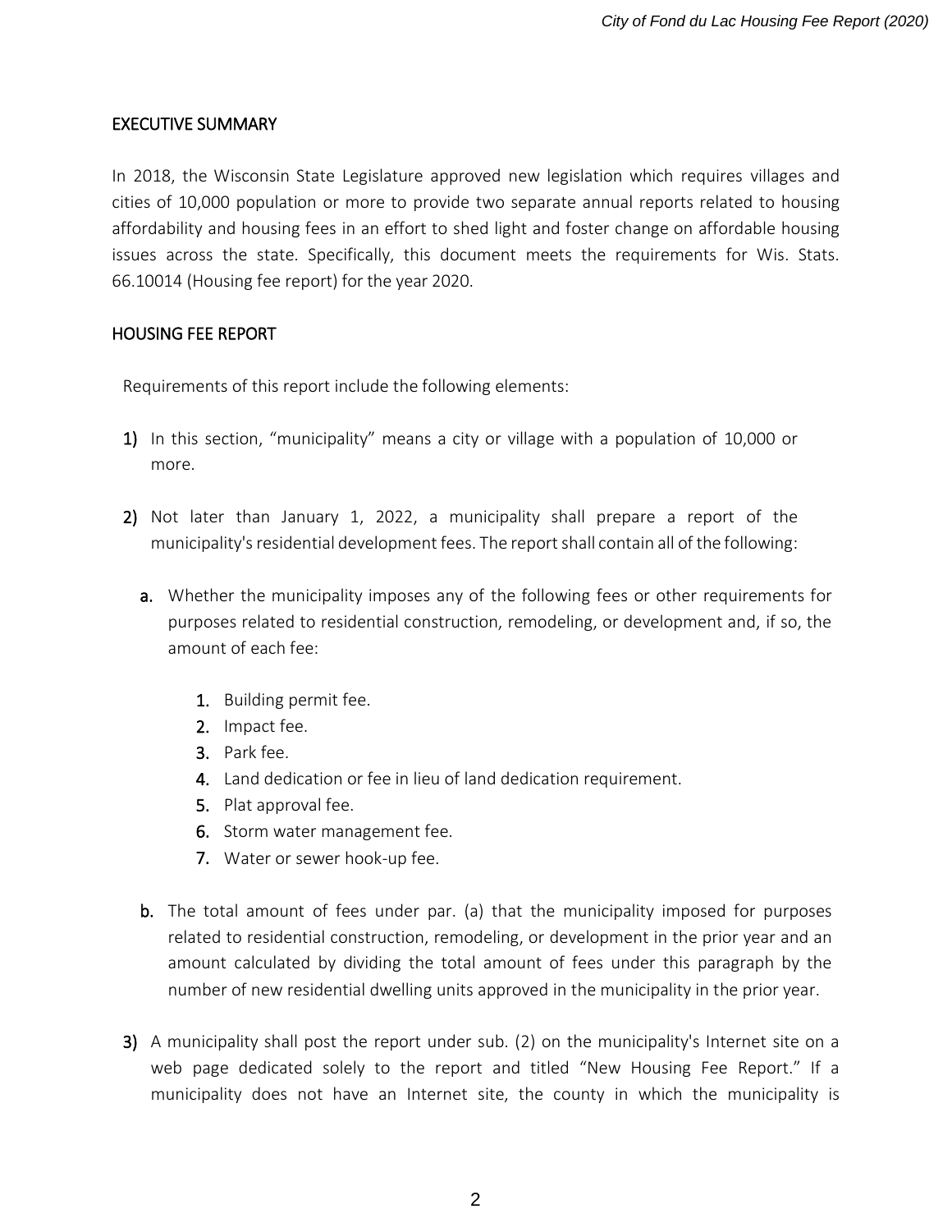## EXECUTIVE SUMMARY

In 2018, the Wisconsin State Legislature approved new legislation which requires villages and cities of 10,000 population or more to provide two separate annual reports related to housing affordability and housing fees in an effort to shed light and foster change on affordable housing issues across the state. Specifically, this document meets the requirements for Wis. Stats. 66.10014 (Housing fee report) for the year 2020.

## HOUSING FEE REPORT

Requirements of this report include the following elements:

1) In this section, "municipality" means a city or village with a population of 10,000 or more.

2) Not later than January 1, 2022, a municipality shall prepare a report of the municipality's residential development fees. The report shall contain all of the following:

   a. Whether the municipality imposes any of the following fees or other requirements for purposes related to residential construction, remodeling, or development and, if so, the amount of each fee:

      1. Building permit fee.
      2. Impact fee.
      3. Park fee.
      4. Land dedication or fee in lieu of land dedication requirement.
      5. Plat approval fee.
      6. Storm water management fee.
      7. Water or sewer hook-up fee.

   b. The total amount of fees under par. (a) that the municipality imposed for purposes related to residential construction, remodeling, or development in the prior year and an amount calculated by dividing the total amount of fees under this paragraph by the number of new residential dwelling units approved in the municipality in the prior year.

3) A municipality shall post the report under sub. (2) on the municipality's Internet site on a web page dedicated solely to the report and titled "New Housing Fee Report." If a municipality does not have an Internet site, the county in which the municipality is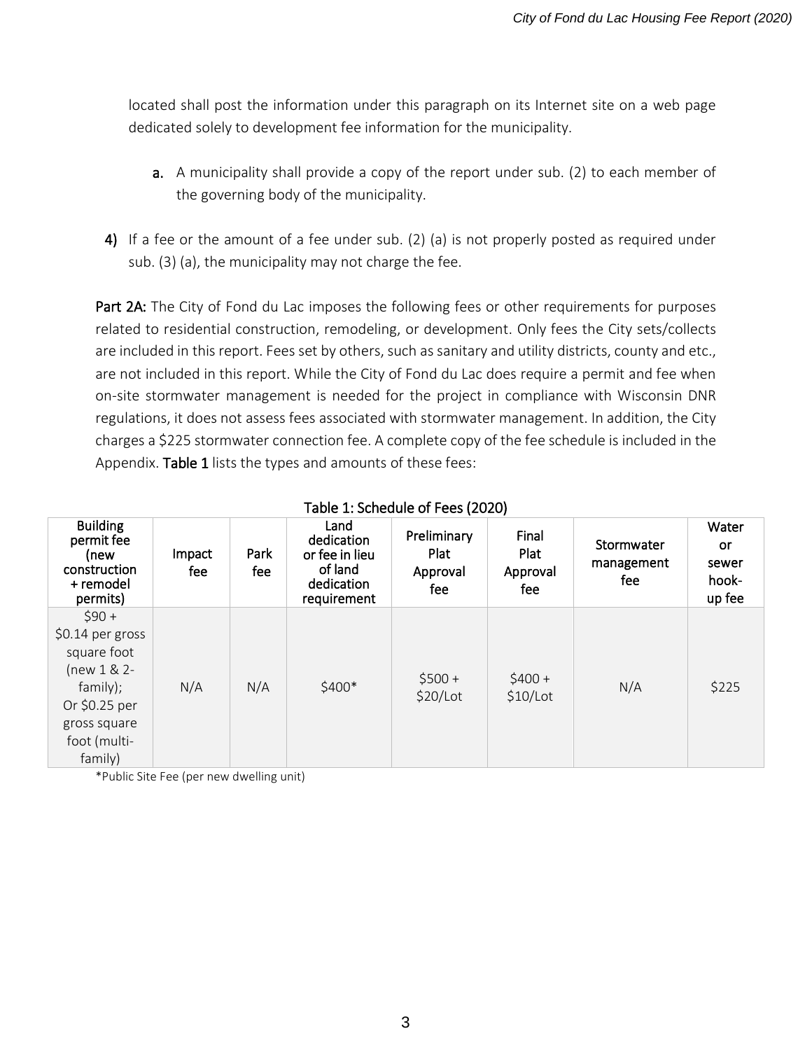located shall post the information under this paragraph on its Internet site on a web page dedicated solely to development fee information for the municipality.

a. A municipality shall provide a copy of the report under sub. (2) to each member of the governing body of the municipality.

4) If a fee or the amount of a fee under sub. (2) (a) is not properly posted as required under sub. (3) (a), the municipality may not charge the fee.

**Part 2A:** The City of Fond du Lac imposes the following fees or other requirements for purposes related to residential construction, remodeling, or development. Only fees the City sets/collects are included in this report. Fees set by others, such as sanitary and utility districts, county and etc., are not included in this report. While the City of Fond du Lac does require a permit and fee when on-site stormwater management is needed for the project in compliance with Wisconsin DNR regulations, it does not assess fees associated with stormwater management. In addition, the City charges a $225 stormwater connection fee. A complete copy of the fee schedule is included in the Appendix. **Table 1** lists the types and amounts of these fees:

**Table 1: Schedule of Fees (2020)**

| Building permit fee (new construction + remodel permits) | Impact fee | Park fee | Land dedication or fee in lieu of land dedication requirement | Preliminary Plat Approval fee | Final Plat Approval fee | Stormwater management fee | Water or sewer hook-up fee |
|---|---|---|---|---|---|---|---|
| $90 + $0.14 per gross square foot (new 1 & 2-family); Or $0.25 per gross square foot (multi-family) | N/A | N/A | $400* | $500 + $20/Lot | $400 + $10/Lot | N/A | $225 |

*Public Site Fee (per new dwelling unit)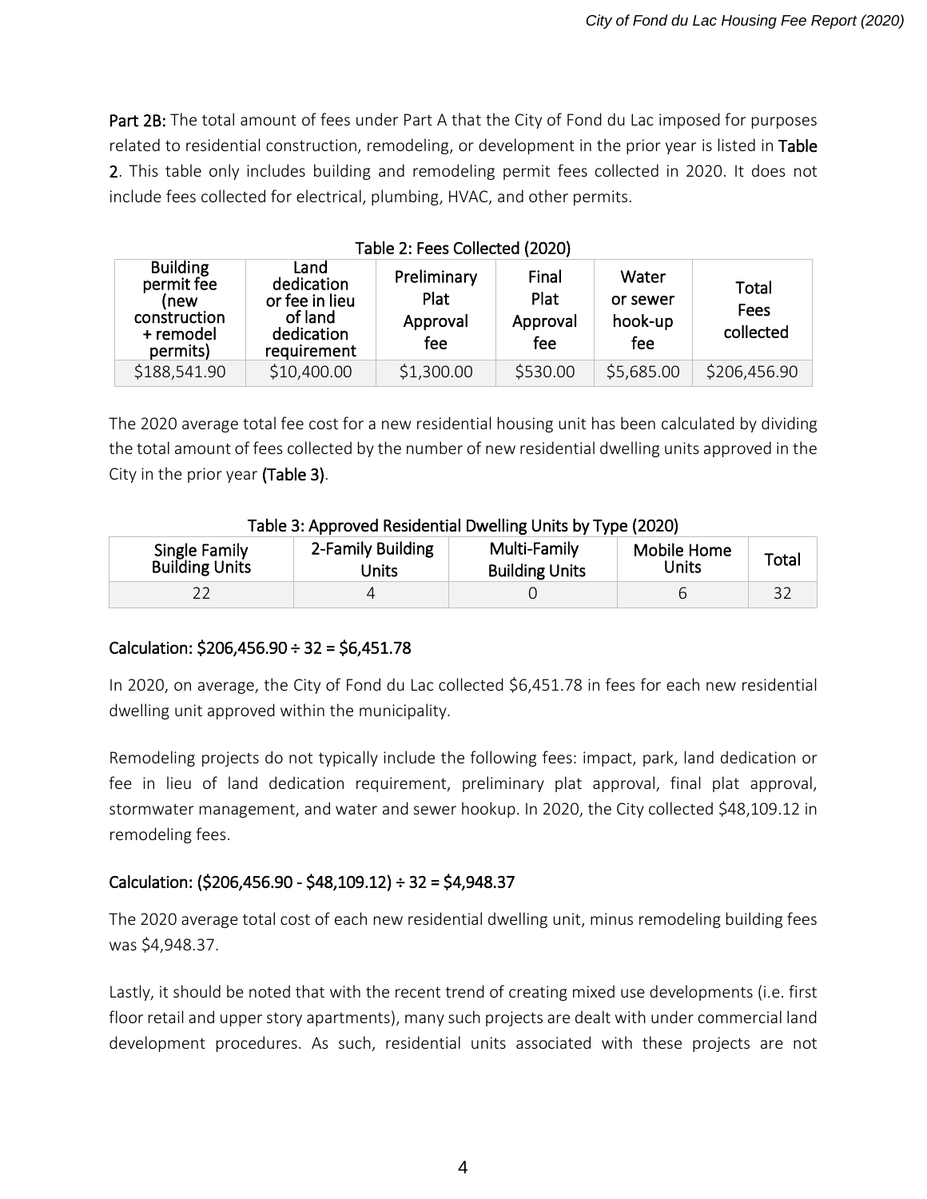**Part 2B:** The total amount of fees under Part A that the City of Fond du Lac imposed for purposes related to residential construction, remodeling, or development in the prior year is listed in **Table 2**. This table only includes building and remodeling permit fees collected in 2020. It does not include fees collected for electrical, plumbing, HVAC, and other permits.

Table 2: Fees Collected (2020)

| Building permit fee (new construction + remodel permits) | Land dedication or fee in lieu of land dedication requirement | Preliminary Plat Approval fee | Final Plat Approval fee | Water or sewer hook-up fee | Total Fees collected |
|---|---|---|---|---|---|
| \$188,541.90 | \$10,400.00 | \$1,300.00 | \$530.00 | \$5,685.00 | \$206,456.90 |

The 2020 average total fee cost for a new residential housing unit has been calculated by dividing the total amount of fees collected by the number of new residential dwelling units approved in the City in the prior year **(Table 3)**.

Table 3: Approved Residential Dwelling Units by Type (2020)

| Single Family Building Units | 2-Family Building Units | Multi-Family Building Units | Mobile Home Units | Total |
|---|---|---|---|---|
| 22 | 4 | 0 | 6 | 32 |

**Calculation: \$206,456.90 ÷ 32 = \$6,451.78**

In 2020, on average, the City of Fond du Lac collected \$6,451.78 in fees for each new residential dwelling unit approved within the municipality.

Remodeling projects do not typically include the following fees: impact, park, land dedication or fee in lieu of land dedication requirement, preliminary plat approval, final plat approval, stormwater management, and water and sewer hookup. In 2020, the City collected \$48,109.12 in remodeling fees.

**Calculation: (\$206,456.90 - \$48,109.12) ÷ 32 = \$4,948.37**

The 2020 average total cost of each new residential dwelling unit, minus remodeling building fees was \$4,948.37.

Lastly, it should be noted that with the recent trend of creating mixed use developments (i.e. first floor retail and upper story apartments), many such projects are dealt with under commercial land development procedures. As such, residential units associated with these projects are not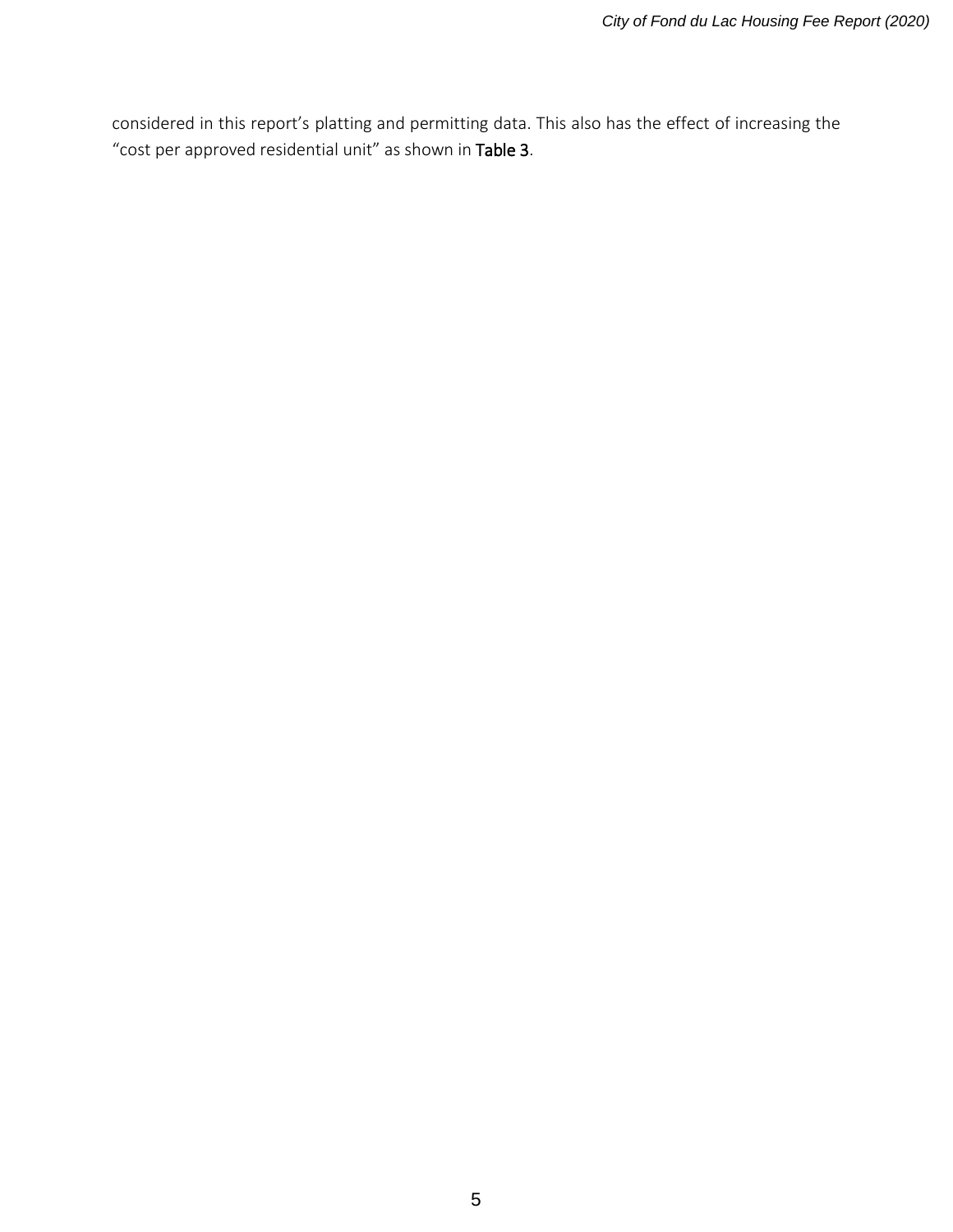considered in this report's platting and permitting data. This also has the effect of increasing the "cost per approved residential unit" as shown in **Table 3**.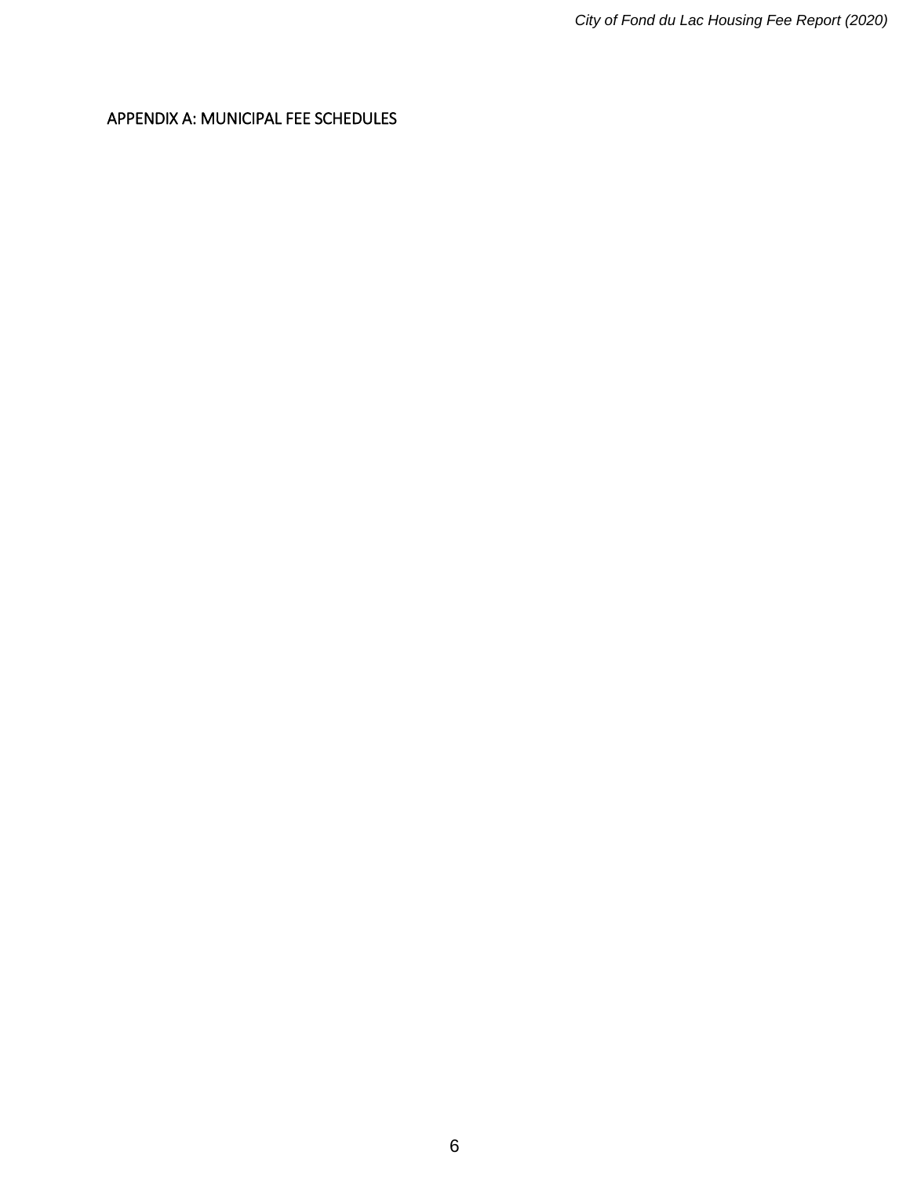## APPENDIX A: MUNICIPAL FEE SCHEDULES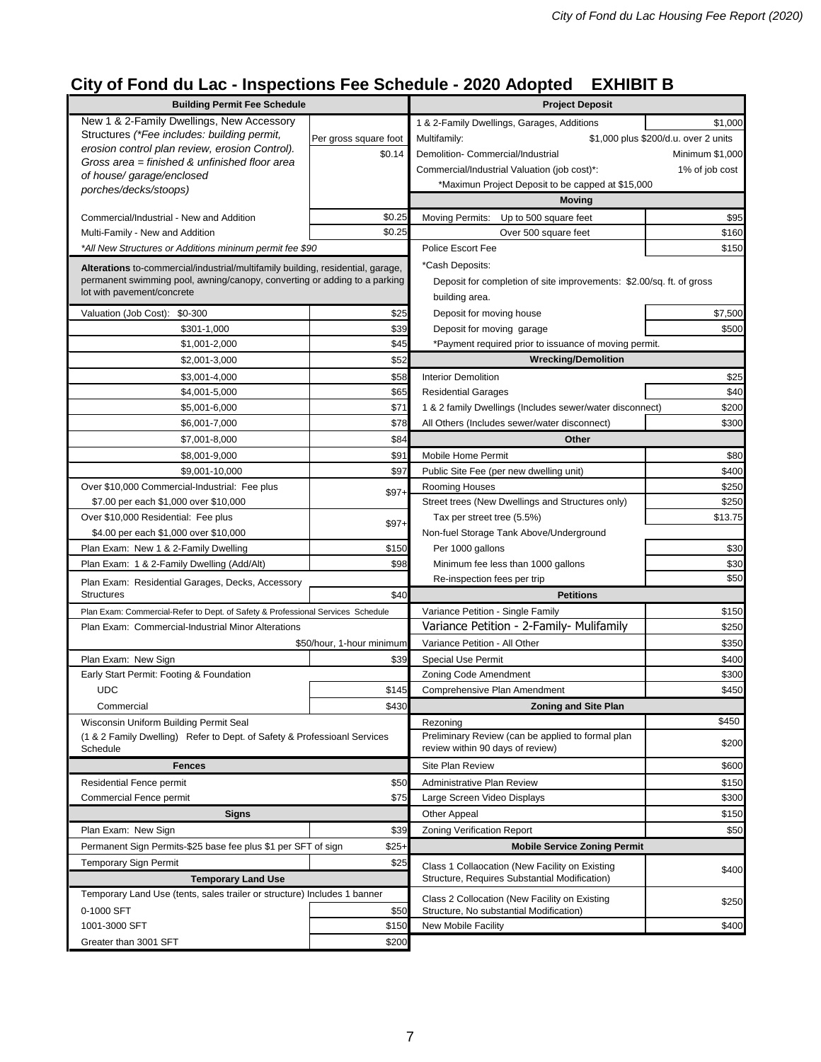# City of Fond du Lac - Inspections Fee Schedule - 2020 Adopted EXHIBIT B

| Building Permit Fee Schedule | |
|---|---|
| New 1 & 2-Family Dwellings, New Accessory Structures *(*Fee includes: building permit, erosion control plan review, erosion Control). Gross area = finished & unfinished floor area of house/ garage/enclosed porches/decks/stoops)* | Per gross square foot $0.14 |
| Commercial/Industrial - New and Addition | $0.25 |
| Multi-Family - New and Addition | $0.25 |
| *\*All New Structures or Additions mininum permit fee $90* | |
| **Alterations** to-commercial/industrial/multifamily building, residential, garage, permanent swimming pool, awning/canopy, converting or adding to a parking lot with pavement/concrete | |
| Valuation (Job Cost): $0-300 | $25 |
| $301-1,000 | $39 |
| $1,001-2,000 | $45 |
| $2,001-3,000 | $52 |
| $3,001-4,000 | $58 |
| $4,001-5,000 | $65 |
| $5,001-6,000 | $71 |
| $6,001-7,000 | $78 |
| $7,001-8,000 | $84 |
| $8,001-9,000 | $91 |
| $9,001-10,000 | $97 |
| Over $10,000 Commercial-Industrial: Fee plus $7.00 per each $1,000 over $10,000 | $97+ |
| Over $10,000 Residential: Fee plus $4.00 per each $1,000 over $10,000 | $97+ |
| Plan Exam: New 1 & 2-Family Dwelling | $150 |
| Plan Exam: 1 & 2-Family Dwelling (Add/Alt) | $98 |
| Plan Exam: Residential Garages, Decks, Accessory Structures | $40 |
| Plan Exam: Commercial-Refer to Dept. of Safety & Professional Services Schedule | |
| Plan Exam: Commercial-Industrial Minor Alterations | $50/hour, 1-hour minimum |
| Plan Exam: New Sign | $39 |
| Early Start Permit: Footing & Foundation | |
| UDC | $145 |
| Commercial | $430 |
| Wisconsin Uniform Building Permit Seal (1 & 2 Family Dwelling) Refer to Dept. of Safety & Professioanl Services Schedule | |
| **Fences** | |
| Residential Fence permit | $50 |
| Commercial Fence permit | $75 |
| **Signs** | |
| Plan Exam: New Sign | $39 |
| Permanent Sign Permits-$25 base fee plus $1 per SFT of sign | $25+ |
| Temporary Sign Permit | $25 |
| **Temporary Land Use** | |
| Temporary Land Use (tents, sales trailer or structure) Includes 1 banner | |
| 0-1000 SFT | $50 |
| 1001-3000 SFT | $150 |
| Greater than 3001 SFT | $200 |

| Project Deposit | |
|---|---|
| 1 & 2-Family Dwellings, Garages, Additions | $1,000 |
| Multifamily: | $1,000 plus $200/d.u. over 2 units |
| Demolition- Commercial/Industrial | Minimum $1,000 |
| Commercial/Industrial Valuation (job cost)*: | 1% of job cost |
| *Maximun Project Deposit to be capped at $15,000 | |
| **Moving** | |
| Moving Permits: Up to 500 square feet | $95 |
| Over 500 square feet | $160 |
| Police Escort Fee | $150 |
| *Cash Deposits: | |
| Deposit for completion of site improvements: $2.00/sq. ft. of gross building area. | |
| Deposit for moving house | $7,500 |
| Deposit for moving garage | $500 |
| *Payment required prior to issuance of moving permit. | |
| **Wrecking/Demolition** | |
| Interior Demolition | $25 |
| Residential Garages | $40 |
| 1 & 2 family Dwellings (Includes sewer/water disconnect) | $200 |
| All Others (Includes sewer/water disconnect) | $300 |
| **Other** | |
| Mobile Home Permit | $80 |
| Public Site Fee (per new dwelling unit) | $400 |
| Rooming Houses | $250 |
| Street trees (New Dwellings and Structures only) | $250 |
| Tax per street tree (5.5%) | $13.75 |
| Non-fuel Storage Tank Above/Underground | |
| Per 1000 gallons | $30 |
| Minimum fee less than 1000 gallons | $30 |
| Re-inspection fees per trip | $50 |
| **Petitions** | |
| Variance Petition - Single Family | $150 |
| Variance Petition - 2-Family- Mulifamily | $250 |
| Variance Petition - All Other | $350 |
| Special Use Permit | $400 |
| Zoning Code Amendment | $300 |
| Comprehensive Plan Amendment | $450 |
| **Zoning and Site Plan** | |
| Rezoning | $450 |
| Preliminary Review (can be applied to formal plan review within 90 days of review) | $200 |
| Site Plan Review | $600 |
| Administrative Plan Review | $150 |
| Large Screen Video Displays | $300 |
| Other Appeal | $150 |
| Zoning Verification Report | $50 |
| **Mobile Service Zoning Permit** | |
| Class 1 Collaocation (New Facility on Existing Structure, Requires Substantial Modification) | $400 |
| Class 2 Collocation (New Facility on Existing Structure, No substantial Modification) | $250 |
| New Mobile Facility | $400 |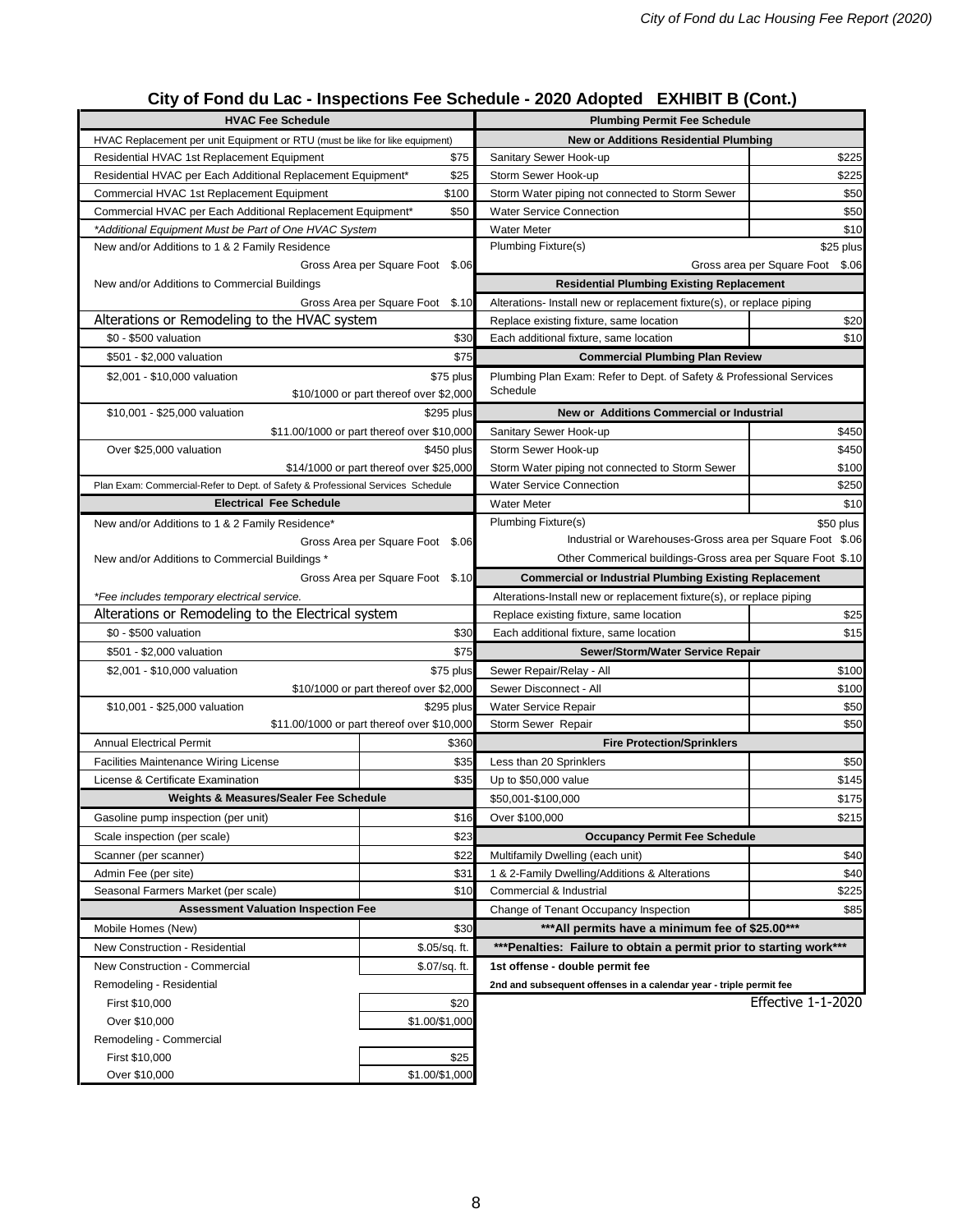# City of Fond du Lac - Inspections Fee Schedule - 2020 Adopted EXHIBIT B (Cont.)

| HVAC Fee Schedule | |
|---|---|
| HVAC Replacement per unit Equipment or RTU (must be like for like equipment) | |
| Residential HVAC 1st Replacement Equipment | $75 |
| Residential HVAC per Each Additional Replacement Equipment* | $25 |
| Commercial HVAC 1st Replacement Equipment | $100 |
| Commercial HVAC per Each Additional Replacement Equipment* | $50 |
| *Additional Equipment Must be Part of One HVAC System* | |
| New and/or Additions to 1 & 2 Family Residence | |
| Gross Area per Square Foot | $.06 |
| New and/or Additions to Commercial Buildings | |
| Gross Area per Square Foot | $.10 |
| **Alterations or Remodeling to the HVAC system** | |
| $0 - $500 valuation | $30 |
| $501 - $2,000 valuation | $75 |
| $2,001 - $10,000 valuation | $75 plus |
| | $10/1000 or part thereof over $2,000 |
| $10,001 - $25,000 valuation | $295 plus |
| | $11.00/1000 or part thereof over $10,000 |
| Over $25,000 valuation | $450 plus |
| | $14/1000 or part thereof over $25,000 |
| Plan Exam: Commercial-Refer to Dept. of Safety & Professional Services Schedule | |

| Electrical Fee Schedule | |
|---|---|
| New and/or Additions to 1 & 2 Family Residence* | |
| Gross Area per Square Foot | $.06 |
| New and/or Additions to Commercial Buildings * | |
| Gross Area per Square Foot | $.10 |
| *Fee includes temporary electrical service.* | |
| **Alterations or Remodeling to the Electrical system** | |
| $0 - $500 valuation | $30 |
| $501 - $2,000 valuation | $75 |
| $2,001 - $10,000 valuation | $75 plus |
| | $10/1000 or part thereof over $2,000 |
| $10,001 - $25,000 valuation | $295 plus |
| | $11.00/1000 or part thereof over $10,000 |
| Annual Electrical Permit | $360 |
| Facilities Maintenance Wiring License | $35 |
| License & Certificate Examination | $35 |

| Weights & Measures/Sealer Fee Schedule | |
|---|---|
| Gasoline pump inspection (per unit) | $16 |
| Scale inspection (per scale) | $23 |
| Scanner (per scanner) | $22 |
| Admin Fee (per site) | $31 |
| Seasonal Farmers Market (per scale) | $10 |

| Assessment Valuation Inspection Fee | |
|---|---|
| Mobile Homes (New) | $30 |
| New Construction - Residential | $.05/sq. ft. |
| New Construction - Commercial | $.07/sq. ft. |
| Remodeling - Residential | |
| First $10,000 | $20 |
| Over $10,000 | $1.00/$1,000 |
| Remodeling - Commercial | |
| First $10,000 | $25 |
| Over $10,000 | $1.00/$1,000 |

| Plumbing Permit Fee Schedule | |
|---|---|
| **New or Additions Residential Plumbing** | |
| Sanitary Sewer Hook-up | $225 |
| Storm Sewer Hook-up | $225 |
| Storm Water piping not connected to Storm Sewer | $50 |
| Water Service Connection | $50 |
| Water Meter | $10 |
| Plumbing Fixture(s) | $25 plus |
| Gross area per Square Foot | $.06 |
| **Residential Plumbing Existing Replacement** | |
| Alterations- Install new or replacement fixture(s), or replace piping | |
| Replace existing fixture, same location | $20 |
| Each additional fixture, same location | $10 |
| **Commercial Plumbing Plan Review** | |
| Plumbing Plan Exam: Refer to Dept. of Safety & Professional Services Schedule | |
| **New or Additions Commercial or Industrial** | |
| Sanitary Sewer Hook-up | $450 |
| Storm Sewer Hook-up | $450 |
| Storm Water piping not connected to Storm Sewer | $100 |
| Water Service Connection | $250 |
| Water Meter | $10 |
| Plumbing Fixture(s) | $50 plus |
| Industrial or Warehouses-Gross area per Square Foot | $.06 |
| Other Commerical buildings-Gross area per Square Foot | $.10 |
| **Commercial or Industrial Plumbing Existing Replacement** | |
| Alterations-Install new or replacement fixture(s), or replace piping | |
| Replace existing fixture, same location | $25 |
| Each additional fixture, same location | $15 |
| **Sewer/Storm/Water Service Repair** | |
| Sewer Repair/Relay - All | $100 |
| Sewer Disconnect - All | $100 |
| Water Service Repair | $50 |
| Storm Sewer Repair | $50 |

| Fire Protection/Sprinklers | |
|---|---|
| Less than 20 Sprinklers | $50 |
| Up to $50,000 value | $145 |
| $50,001-$100,000 | $175 |
| Over $100,000 | $215 |

| Occupancy Permit Fee Schedule | |
|---|---|
| Multifamily Dwelling (each unit) | $40 |
| 1 & 2-Family Dwelling/Additions & Alterations | $40 |
| Commercial & Industrial | $225 |
| Change of Tenant Occupancy Inspection | $85 |

**\*\*\*All permits have a minimum fee of $25.00\*\*\***

**\*\*\*Penalties: Failure to obtain a permit prior to starting work\*\*\***

**1st offense - double permit fee**

**2nd and subsequent offenses in a calendar year - triple permit fee**

Effective 1-1-2020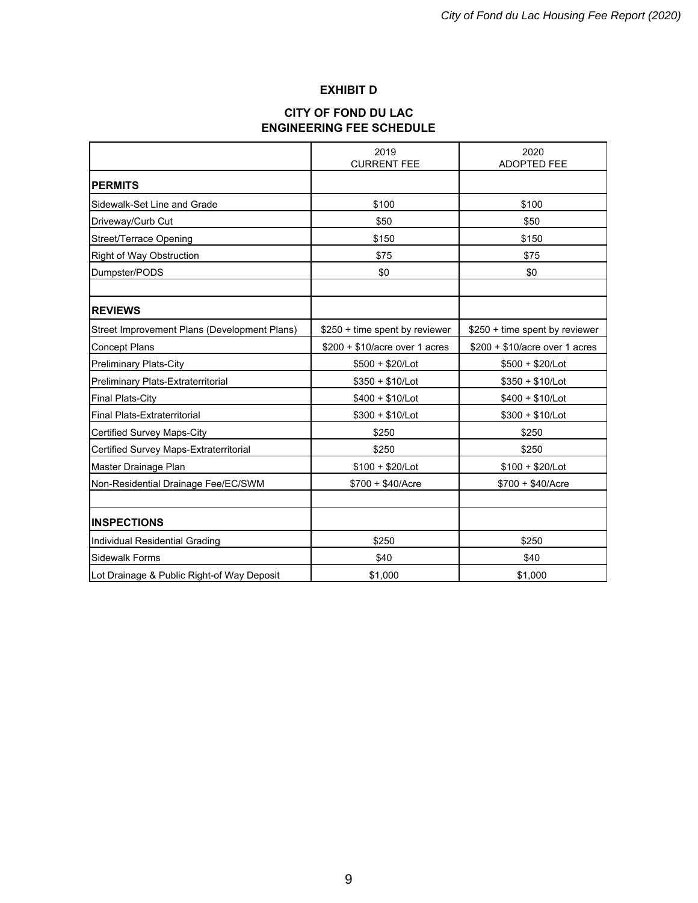## EXHIBIT D

### CITY OF FOND DU LAC
### ENGINEERING FEE SCHEDULE

| | 2019 CURRENT FEE | 2020 ADOPTED FEE |
|---|---|---|
| **PERMITS** | | |
| Sidewalk-Set Line and Grade | $100 | $100 |
| Driveway/Curb Cut | $50 | $50 |
| Street/Terrace Opening | $150 | $150 |
| Right of Way Obstruction | $75 | $75 |
| Dumpster/PODS | $0 | $0 |
| | | |
| **REVIEWS** | | |
| Street Improvement Plans (Development Plans) | $250 + time spent by reviewer | $250 + time spent by reviewer |
| Concept Plans | $200 + $10/acre over 1 acres | $200 + $10/acre over 1 acres |
| Preliminary Plats-City | $500 + $20/Lot | $500 + $20/Lot |
| Preliminary Plats-Extraterritorial | $350 + $10/Lot | $350 + $10/Lot |
| Final Plats-City | $400 + $10/Lot | $400 + $10/Lot |
| Final Plats-Extraterritorial | $300 + $10/Lot | $300 + $10/Lot |
| Certified Survey Maps-City | $250 | $250 |
| Certified Survey Maps-Extraterritorial | $250 | $250 |
| Master Drainage Plan | $100 + $20/Lot | $100 + $20/Lot |
| Non-Residential Drainage Fee/EC/SWM | $700 + $40/Acre | $700 + $40/Acre |
| | | |
| **INSPECTIONS** | | |
| Individual Residential Grading | $250 | $250 |
| Sidewalk Forms | $40 | $40 |
| Lot Drainage & Public Right-of Way Deposit | $1,000 | $1,000 |